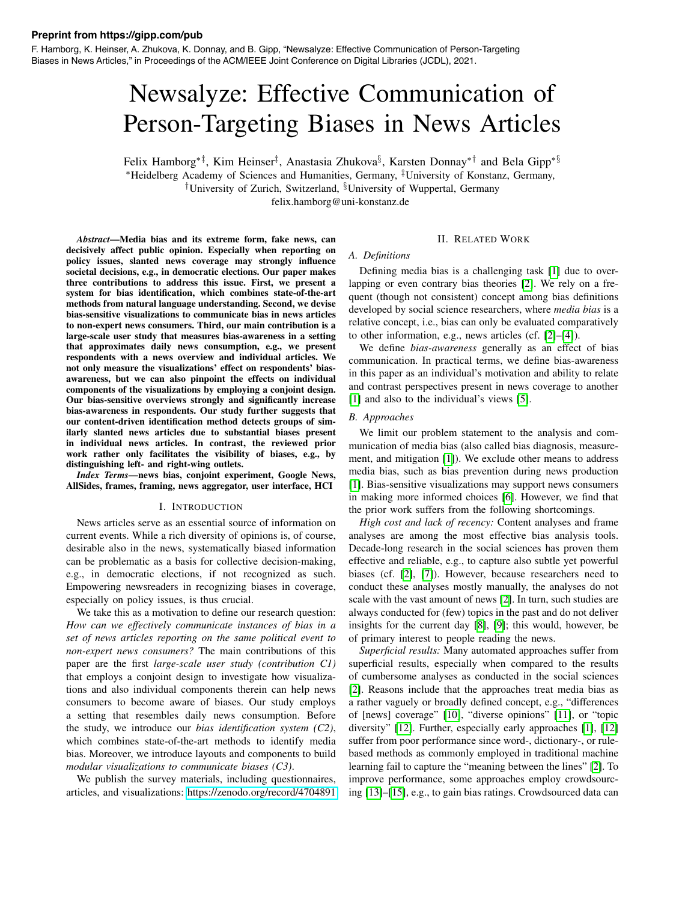Preprint from https://gipp.com/pub

F. Hamborg, K. Heinser, A. Zhukova, K. Donnay, and B. Gipp, "Newsalyze: Effective Communication of Person-Targeting Biases in News Articles," in Proceedings of the ACM/IEEE Joint Conference on Digital Libraries (JCDL), 2021.

# Newsalyze: Effective Communication of Person-Targeting Biases in News Articles

Felix Hamborg*‡, Kim Heinser‡, Anastasia Zhukova§, Karsten Donnay*† and Bela Gipp*§

*Heidelberg Academy of Sciences and Humanities, Germany, ‡University of Konstanz, Germany,
†University of Zurich, Switzerland, §University of Wuppertal, Germany
felix.hamborg@uni-konstanz.de

***Abstract*—Media bias and its extreme form, fake news, can decisively affect public opinion. Especially when reporting on policy issues, slanted news coverage may strongly influence societal decisions, e.g., in democratic elections. Our paper makes three contributions to address this issue. First, we present a system for bias identification, which combines state-of-the-art methods from natural language understanding. Second, we devise bias-sensitive visualizations to communicate bias in news articles to non-expert news consumers. Third, our main contribution is a large-scale user study that measures bias-awareness in a setting that approximates daily news consumption, e.g., we present respondents with a news overview and individual articles. We not only measure the visualizations' effect on respondents' bias-awareness, but we can also pinpoint the effects on individual components of the visualizations by employing a conjoint design. Our bias-sensitive overviews strongly and significantly increase bias-awareness in respondents. Our study further suggests that our content-driven identification method detects groups of similarly slanted news articles due to substantial biases present in individual news articles. In contrast, the reviewed prior work rather only facilitates the visibility of biases, e.g., by distinguishing left- and right-wing outlets.**

***Index Terms*—news bias, conjoint experiment, Google News, AllSides, frames, framing, news aggregator, user interface, HCI**

## I. Introduction

News articles serve as an essential source of information on current events. While a rich diversity of opinions is, of course, desirable also in the news, systematically biased information can be problematic as a basis for collective decision-making, e.g., in democratic elections, if not recognized as such. Empowering newsreaders in recognizing biases in coverage, especially on policy issues, is thus crucial.

We take this as a motivation to define our research question: *How can we effectively communicate instances of bias in a set of news articles reporting on the same political event to non-expert news consumers?* The main contributions of this paper are the first *large-scale user study (contribution C1)* that employs a conjoint design to investigate how visualizations and also individual components therein can help news consumers to become aware of biases. Our study employs a setting that resembles daily news consumption. Before the study, we introduce our *bias identification system (C2)*, which combines state-of-the-art methods to identify media bias. Moreover, we introduce layouts and components to build *modular visualizations to communicate biases (C3)*.

We publish the survey materials, including questionnaires, articles, and visualizations: https://zenodo.org/record/4704891

## II. Related Work

### A. Definitions

Defining media bias is a challenging task [1] due to overlapping or even contrary bias theories [2]. We rely on a frequent (though not consistent) concept among bias definitions developed by social science researchers, where *media bias* is a relative concept, i.e., bias can only be evaluated comparatively to other information, e.g., news articles (cf. [2]–[4]).

We define *bias-awareness* generally as an effect of bias communication. In practical terms, we define bias-awareness in this paper as an individual's motivation and ability to relate and contrast perspectives present in news coverage to another [1] and also to the individual's views [5].

### B. Approaches

We limit our problem statement to the analysis and communication of media bias (also called bias diagnosis, measurement, and mitigation [1]). We exclude other means to address media bias, such as bias prevention during news production [1]. Bias-sensitive visualizations may support news consumers in making more informed choices [6]. However, we find that the prior work suffers from the following shortcomings.

*High cost and lack of recency:* Content analyses and frame analyses are among the most effective bias analysis tools. Decade-long research in the social sciences has proven them effective and reliable, e.g., to capture also subtle yet powerful biases (cf. [2], [7]). However, because researchers need to conduct these analyses mostly manually, the analyses do not scale with the vast amount of news [2]. In turn, such studies are always conducted for (few) topics in the past and do not deliver insights for the current day [8], [9]; this would, however, be of primary interest to people reading the news.

*Superficial results:* Many automated approaches suffer from superficial results, especially when compared to the results of cumbersome analyses as conducted in the social sciences [2]. Reasons include that the approaches treat media bias as a rather vaguely or broadly defined concept, e.g., "differences of [news] coverage" [10], "diverse opinions" [11], or "topic diversity" [12]. Further, especially early approaches [1], [12] suffer from poor performance since word-, dictionary-, or rule-based methods as commonly employed in traditional machine learning fail to capture the "meaning between the lines" [2]. To improve performance, some approaches employ crowdsourcing [13]–[15], e.g., to gain bias ratings. Crowdsourced data can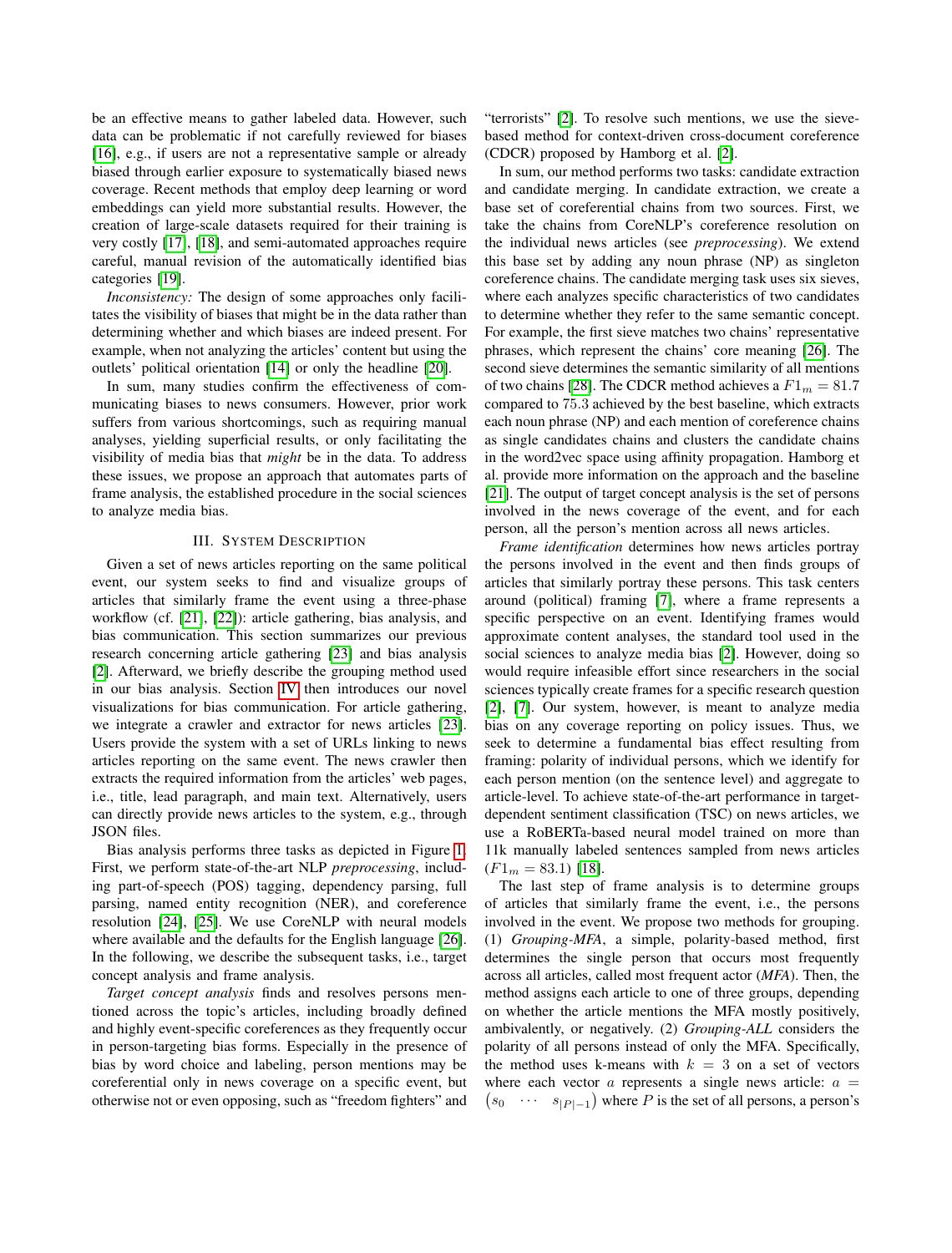be an effective means to gather labeled data. However, such data can be problematic if not carefully reviewed for biases [16], e.g., if users are not a representative sample or already biased through earlier exposure to systematically biased news coverage. Recent methods that employ deep learning or word embeddings can yield more substantial results. However, the creation of large-scale datasets required for their training is very costly [17], [18], and semi-automated approaches require careful, manual revision of the automatically identified bias categories [19].

*Inconsistency:* The design of some approaches only facilitates the visibility of biases that might be in the data rather than determining whether and which biases are indeed present. For example, when not analyzing the articles' content but using the outlets' political orientation [14] or only the headline [20].

In sum, many studies confirm the effectiveness of communicating biases to news consumers. However, prior work suffers from various shortcomings, such as requiring manual analyses, yielding superficial results, or only facilitating the visibility of media bias that *might* be in the data. To address these issues, we propose an approach that automates parts of frame analysis, the established procedure in the social sciences to analyze media bias.

## III. System Description

Given a set of news articles reporting on the same political event, our system seeks to find and visualize groups of articles that similarly frame the event using a three-phase workflow (cf. [21], [22]): article gathering, bias analysis, and bias communication. This section summarizes our previous research concerning article gathering [23] and bias analysis [2]. Afterward, we briefly describe the grouping method used in our bias analysis. Section IV then introduces our novel visualizations for bias communication. For article gathering, we integrate a crawler and extractor for news articles [23]. Users provide the system with a set of URLs linking to news articles reporting on the same event. The news crawler then extracts the required information from the articles' web pages, i.e., title, lead paragraph, and main text. Alternatively, users can directly provide news articles to the system, e.g., through JSON files.

Bias analysis performs three tasks as depicted in Figure 1. First, we perform state-of-the-art NLP *preprocessing*, including part-of-speech (POS) tagging, dependency parsing, full parsing, named entity recognition (NER), and coreference resolution [24], [25]. We use CoreNLP with neural models where available and the defaults for the English language [26]. In the following, we describe the subsequent tasks, i.e., target concept analysis and frame analysis.

*Target concept analysis* finds and resolves persons mentioned across the topic's articles, including broadly defined and highly event-specific coreferences as they frequently occur in person-targeting bias forms. Especially in the presence of bias by word choice and labeling, person mentions may be coreferential only in news coverage on a specific event, but otherwise not or even opposing, such as "freedom fighters" and "terrorists" [2]. To resolve such mentions, we use the sieve-based method for context-driven cross-document coreference (CDCR) proposed by Hamborg et al. [2].

In sum, our method performs two tasks: candidate extraction and candidate merging. In candidate extraction, we create a base set of coreferential chains from two sources. First, we take the chains from CoreNLP's coreference resolution on the individual news articles (see *preprocessing*). We extend this base set by adding any noun phrase (NP) as singleton coreference chains. The candidate merging task uses six sieves, where each analyzes specific characteristics of two candidates to determine whether they refer to the same semantic concept. For example, the first sieve matches two chains' representative phrases, which represent the chains' core meaning [26]. The second sieve determines the semantic similarity of all mentions of two chains [28]. The CDCR method achieves a $F1_m = 81.7$ compared to $75.3$ achieved by the best baseline, which extracts each noun phrase (NP) and each mention of coreference chains as single candidates chains and clusters the candidate chains in the word2vec space using affinity propagation. Hamborg et al. provide more information on the approach and the baseline [21]. The output of target concept analysis is the set of persons involved in the news coverage of the event, and for each person, all the person's mention across all news articles.

*Frame identification* determines how news articles portray the persons involved in the event and then finds groups of articles that similarly portray these persons. This task centers around (political) framing [7], where a frame represents a specific perspective on an event. Identifying frames would approximate content analyses, the standard tool used in the social sciences to analyze media bias [2]. However, doing so would require infeasible effort since researchers in the social sciences typically create frames for a specific research question [2], [7]. Our system, however, is meant to analyze media bias on any coverage reporting on policy issues. Thus, we seek to determine a fundamental bias effect resulting from framing: polarity of individual persons, which we identify for each person mention (on the sentence level) and aggregate to article-level. To achieve state-of-the-art performance in target-dependent sentiment classification (TSC) on news articles, we use a RoBERTa-based neural model trained on more than 11k manually labeled sentences sampled from news articles ($F1_m = 83.1$) [18].

The last step of frame analysis is to determine groups of articles that similarly frame the event, i.e., the persons involved in the event. We propose two methods for grouping. (1) *Grouping-MFA*, a simple, polarity-based method, first determines the single person that occurs most frequently across all articles, called most frequent actor (*MFA*). Then, the method assigns each article to one of three groups, depending on whether the article mentions the MFA mostly positively, ambivalently, or negatively. (2) *Grouping-ALL* considers the polarity of all persons instead of only the MFA. Specifically, the method uses k-means with $k = 3$ on a set of vectors where each vector $a$ represents a single news article: $a = \begin{pmatrix} s_0 & \cdots & s_{|P|-1} \end{pmatrix}$ where $P$ is the set of all persons, a person's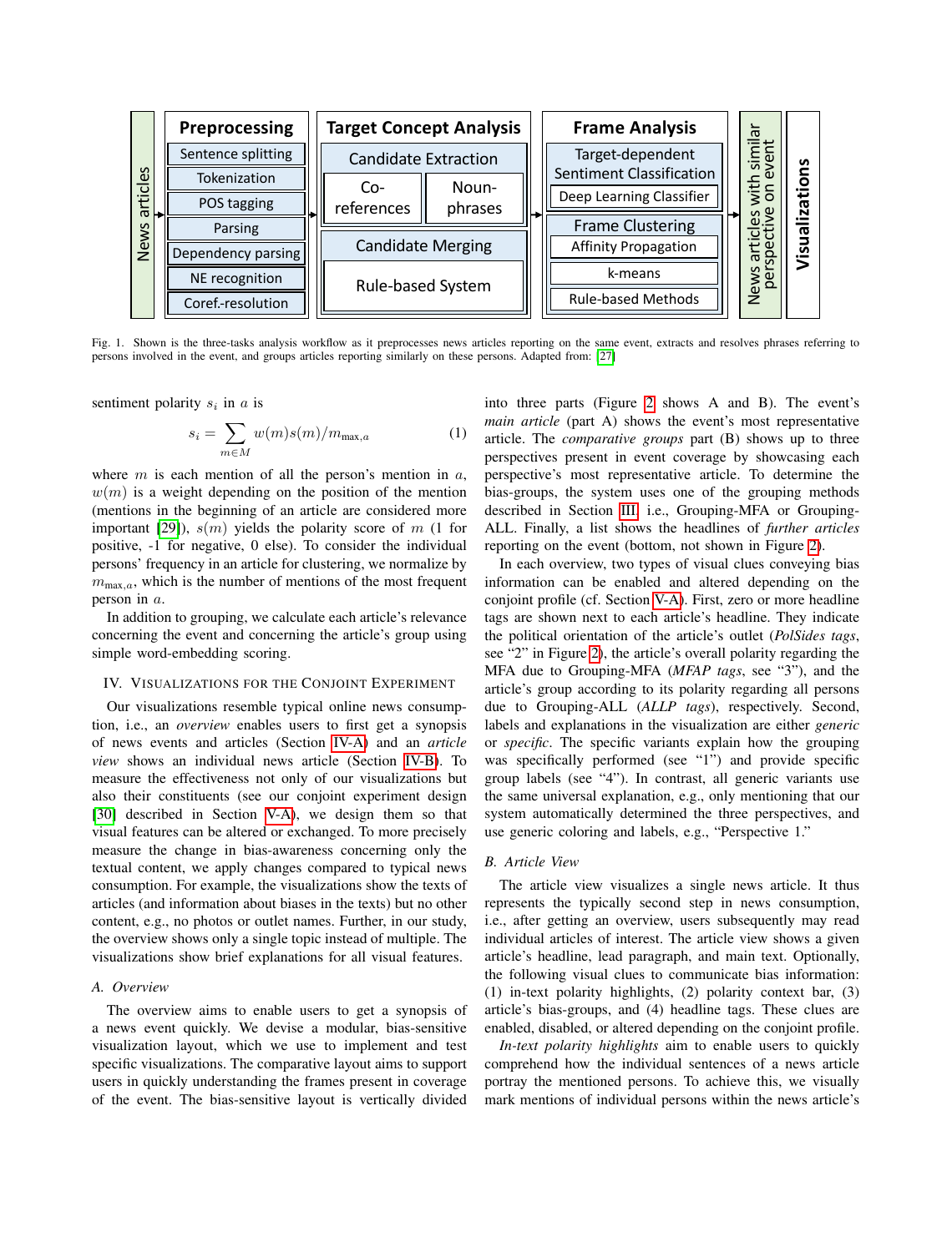Fig. 1. Shown is the three-tasks analysis workflow as it preprocesses news articles reporting on the same event, extracts and resolves phrases referring to persons involved in the event, and groups articles reporting similarly on these persons. Adapted from: [27]

sentiment polarity $s_i$ in $a$ is

$$s_i = \sum_{m \in M} w(m)s(m)/m_{\max,a} \tag{1}$$

where $m$ is each mention of all the person's mention in $a$, $w(m)$ is a weight depending on the position of the mention (mentions in the beginning of an article are considered more important [29]), $s(m)$ yields the polarity score of $m$ (1 for positive, -1 for negative, 0 else). To consider the individual persons' frequency in an article for clustering, we normalize by $m_{\max,a}$, which is the number of mentions of the most frequent person in $a$.

In addition to grouping, we calculate each article's relevance concerning the event and concerning the article's group using simple word-embedding scoring.

## IV. Visualizations for the Conjoint Experiment

Our visualizations resemble typical online news consumption, i.e., an *overview* enables users to first get a synopsis of news events and articles (Section IV-A) and an *article view* shows an individual news article (Section IV-B). To measure the effectiveness not only of our visualizations but also their constituents (see our conjoint experiment design [30] described in Section V-A), we design them so that visual features can be altered or exchanged. To more precisely measure the change in bias-awareness concerning only the textual content, we apply changes compared to typical news consumption. For example, the visualizations show the texts of articles (and information about biases in the texts) but no other content, e.g., no photos or outlet names. Further, in our study, the overview shows only a single topic instead of multiple. The visualizations show brief explanations for all visual features.

### A. Overview

The overview aims to enable users to get a synopsis of a news event quickly. We devise a modular, bias-sensitive visualization layout, which we use to implement and test specific visualizations. The comparative layout aims to support users in quickly understanding the frames present in coverage of the event. The bias-sensitive layout is vertically divided into three parts (Figure 2 shows A and B). The event's *main article* (part A) shows the event's most representative article. The *comparative groups* part (B) shows up to three perspectives present in event coverage by showcasing each perspective's most representative article. To determine the bias-groups, the system uses one of the grouping methods described in Section III, i.e., Grouping-MFA or Grouping-ALL. Finally, a list shows the headlines of *further articles* reporting on the event (bottom, not shown in Figure 2).

In each overview, two types of visual clues conveying bias information can be enabled and altered depending on the conjoint profile (cf. Section V-A). First, zero or more headline tags are shown next to each article's headline. They indicate the political orientation of the article's outlet (*PolSides tags*, see "2" in Figure 2), the article's overall polarity regarding the MFA due to Grouping-MFA (*MFAP tags*, see "3"), and the article's group according to its polarity regarding all persons due to Grouping-ALL (*ALLP tags*), respectively. Second, labels and explanations in the visualization are either *generic* or *specific*. The specific variants explain how the grouping was specifically performed (see "1") and provide specific group labels (see "4"). In contrast, all generic variants use the same universal explanation, e.g., only mentioning that our system automatically determined the three perspectives, and use generic coloring and labels, e.g., "Perspective 1."

### B. Article View

The article view visualizes a single news article. It thus represents the typically second step in news consumption, i.e., after getting an overview, users subsequently may read individual articles of interest. The article view shows a given article's headline, lead paragraph, and main text. Optionally, the following visual clues to communicate bias information: (1) in-text polarity highlights, (2) polarity context bar, (3) article's bias-groups, and (4) headline tags. These clues are enabled, disabled, or altered depending on the conjoint profile.

*In-text polarity highlights* aim to enable users to quickly comprehend how the individual sentences of a news article portray the mentioned persons. To achieve this, we visually mark mentions of individual persons within the news article's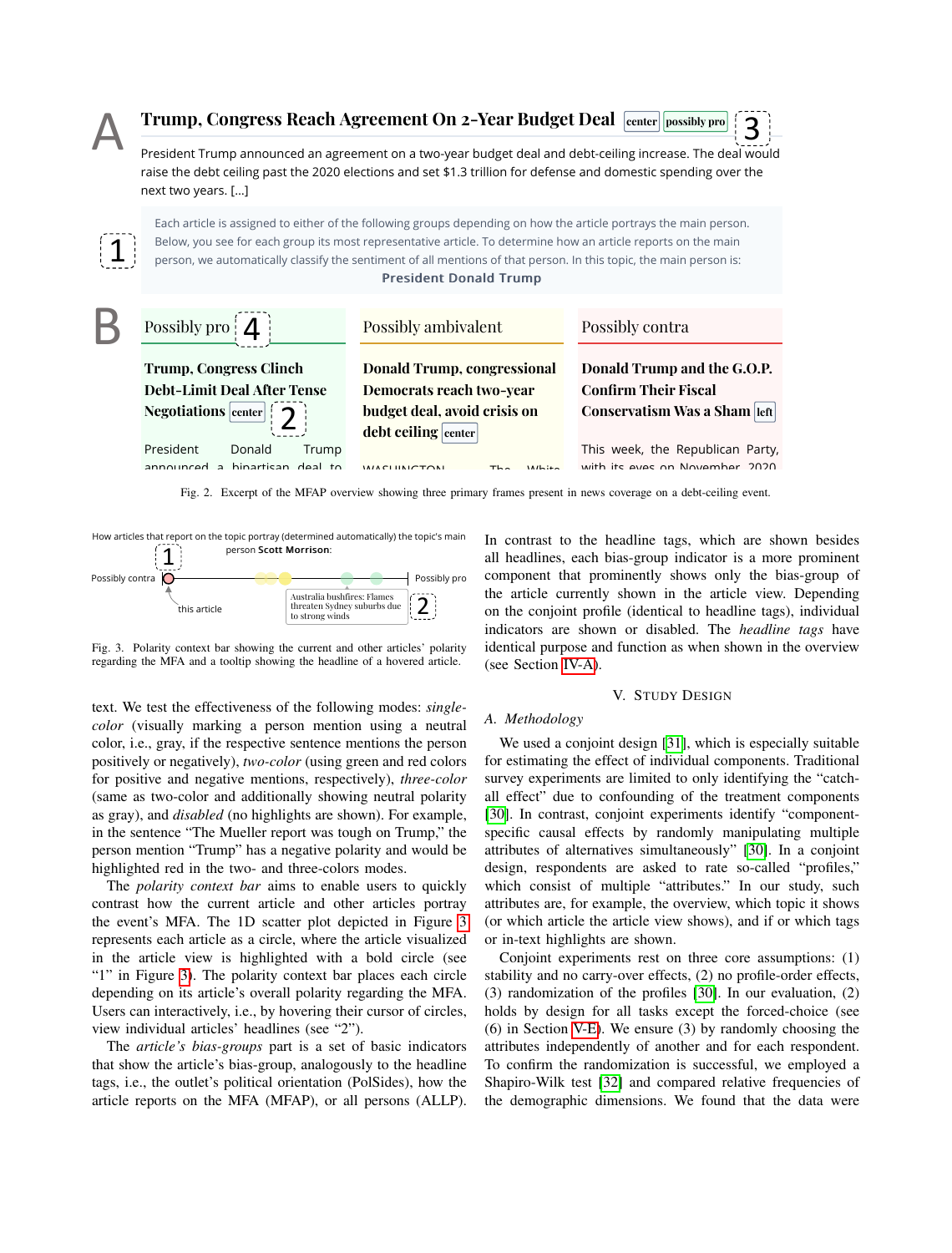**A** **Trump, Congress Reach Agreement On 2-Year Budget Deal** [center] [possibly pro] 3

President Trump announced an agreement on a two-year budget deal and debt-ceiling increase. The deal would raise the debt ceiling past the 2020 elections and set $1.3 trillion for defense and domestic spending over the next two years. [...]

1 Each article is assigned to either of the following groups depending on how the article portrays the main person. Below, you see for each group its most representative article. To determine how an article reports on the main person, we automatically classify the sentiment of all mentions of that person. In this topic, the main person is: **President Donald Trump**

**B**

| Possibly pro 4 | Possibly ambivalent | Possibly contra |
|---|---|---|
| **Trump, Congress Clinch Debt-Limit Deal After Tense Negotiations** [center] 2 | **Donald Trump, congressional Democrats reach two-year budget deal, avoid crisis on debt ceiling** [center] | **Donald Trump and the G.O.P. Confirm Their Fiscal Conservatism Was a Sham** [left] |
| President Donald Trump announced a bipartisan deal to | WASHINGTON — The White | This week, the Republican Party, with its eyes on November 2020 |

Fig. 2. Excerpt of the MFAP overview showing three primary frames present in news coverage on a debt-ceiling event.

How articles that report on the topic portray (determined automatically) the topic's main person **Scott Morrison**: 1

Possibly contra — Possibly pro

this article

Australia bushfires: Flames threaten Sydney suburbs due to strong winds 2

Fig. 3. Polarity context bar showing the current and other articles' polarity regarding the MFA and a tooltip showing the headline of a hovered article.

text. We test the effectiveness of the following modes: *single-color* (visually marking a person mention using a neutral color, i.e., gray, if the respective sentence mentions the person positively or negatively), *two-color* (using green and red colors for positive and negative mentions, respectively), *three-color* (same as two-color and additionally showing neutral polarity as gray), and *disabled* (no highlights are shown). For example, in the sentence "The Mueller report was tough on Trump," the person mention "Trump" has a negative polarity and would be highlighted red in the two- and three-colors modes.

The *polarity context bar* aims to enable users to quickly contrast how the current article and other articles portray the event's MFA. The 1D scatter plot depicted in Figure 3 represents each article as a circle, where the article visualized in the article view is highlighted with a bold circle (see "1" in Figure 3). The polarity context bar places each circle depending on its article's overall polarity regarding the MFA. Users can interactively, i.e., by hovering their cursor of circles, view individual articles' headlines (see "2").

The *article's bias-groups* part is a set of basic indicators that show the article's bias-group, analogously to the headline tags, i.e., the outlet's political orientation (PolSides), how the article reports on the MFA (MFAP), or all persons (ALLP). In contrast to the headline tags, which are shown besides all headlines, each bias-group indicator is a more prominent component that prominently shows only the bias-group of the article currently shown in the article view. Depending on the conjoint profile (identical to headline tags), individual indicators are shown or disabled. The *headline tags* have identical purpose and function as when shown in the overview (see Section IV-A).

## V. Study Design

### A. Methodology

We used a conjoint design [31], which is especially suitable for estimating the effect of individual components. Traditional survey experiments are limited to only identifying the "catch-all effect" due to confounding of the treatment components [30]. In contrast, conjoint experiments identify "component-specific causal effects by randomly manipulating multiple attributes of alternatives simultaneously" [30]. In a conjoint design, respondents are asked to rate so-called "profiles," which consist of multiple "attributes." In our study, such attributes are, for example, the overview, which topic it shows (or which article the article view shows), and if or which tags or in-text highlights are shown.

Conjoint experiments rest on three core assumptions: (1) stability and no carry-over effects, (2) no profile-order effects, (3) randomization of the profiles [30]. In our evaluation, (2) holds by design for all tasks except the forced-choice (see (6) in Section V-E). We ensure (3) by randomly choosing the attributes independently of another and for each respondent. To confirm the randomization is successful, we employed a Shapiro-Wilk test [32] and compared relative frequencies of the demographic dimensions. We found that the data were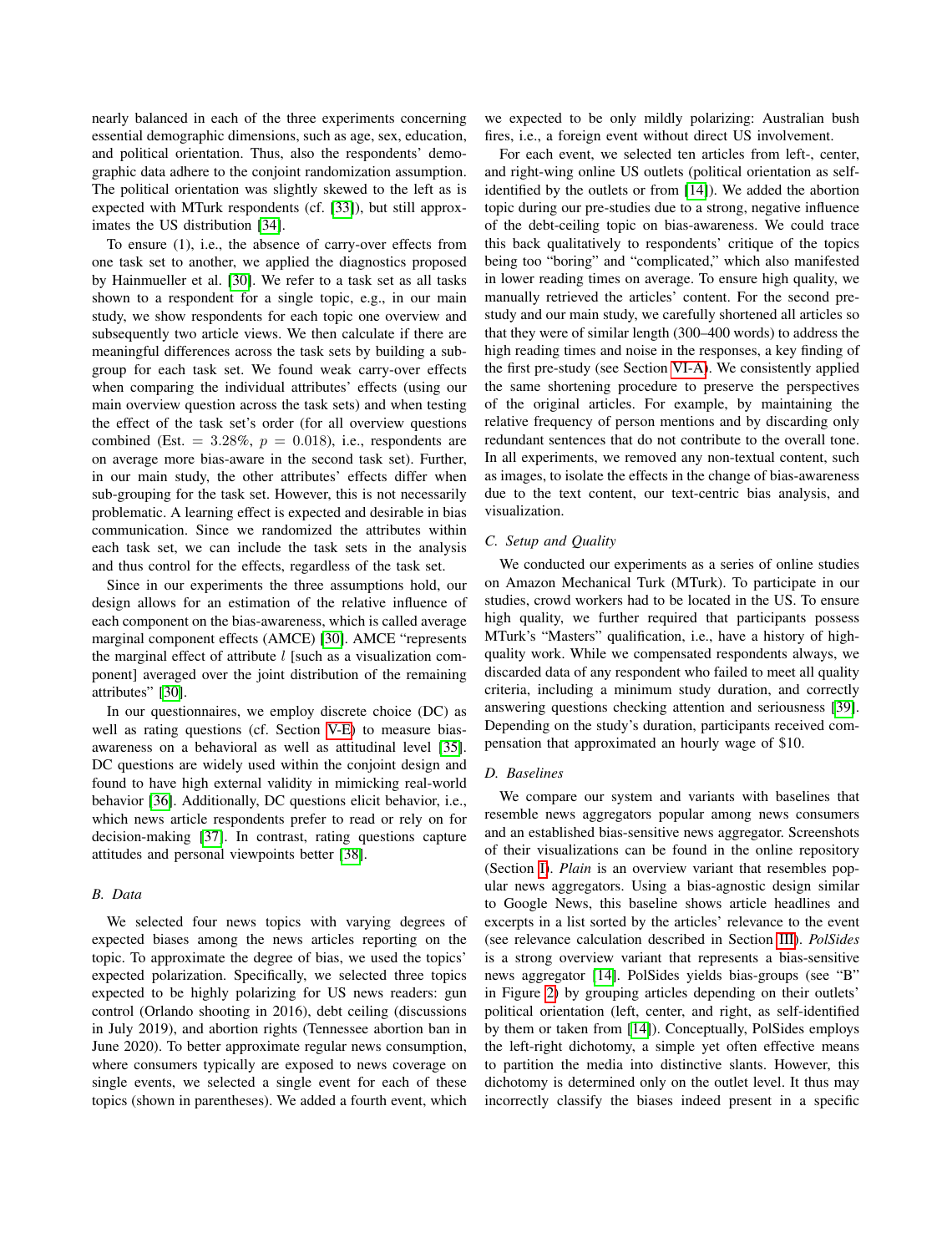nearly balanced in each of the three experiments concerning essential demographic dimensions, such as age, sex, education, and political orientation. Thus, also the respondents' demographic data adhere to the conjoint randomization assumption. The political orientation was slightly skewed to the left as is expected with MTurk respondents (cf. [33]), but still approximates the US distribution [34].

To ensure (1), i.e., the absence of carry-over effects from one task set to another, we applied the diagnostics proposed by Hainmueller et al. [30]. We refer to a task set as all tasks shown to a respondent for a single topic, e.g., in our main study, we show respondents for each topic one overview and subsequently two article views. We then calculate if there are meaningful differences across the task sets by building a subgroup for each task set. We found weak carry-over effects when comparing the individual attributes' effects (using our main overview question across the task sets) and when testing the effect of the task set's order (for all overview questions combined (Est. $= 3.28\%$, $p = 0.018$), i.e., respondents are on average more bias-aware in the second task set). Further, in our main study, the other attributes' effects differ when sub-grouping for the task set. However, this is not necessarily problematic. A learning effect is expected and desirable in bias communication. Since we randomized the attributes within each task set, we can include the task sets in the analysis and thus control for the effects, regardless of the task set.

Since in our experiments the three assumptions hold, our design allows for an estimation of the relative influence of each component on the bias-awareness, which is called average marginal component effects (AMCE) [30]. AMCE "represents the marginal effect of attribute $l$ [such as a visualization component] averaged over the joint distribution of the remaining attributes" [30].

In our questionnaires, we employ discrete choice (DC) as well as rating questions (cf. Section V-E) to measure bias-awareness on a behavioral as well as attitudinal level [35]. DC questions are widely used within the conjoint design and found to have high external validity in mimicking real-world behavior [36]. Additionally, DC questions elicit behavior, i.e., which news article respondents prefer to read or rely on for decision-making [37]. In contrast, rating questions capture attitudes and personal viewpoints better [38].

### B. Data

We selected four news topics with varying degrees of expected biases among the news articles reporting on the topic. To approximate the degree of bias, we used the topics' expected polarization. Specifically, we selected three topics expected to be highly polarizing for US news readers: gun control (Orlando shooting in 2016), debt ceiling (discussions in July 2019), and abortion rights (Tennessee abortion ban in June 2020). To better approximate regular news consumption, where consumers typically are exposed to news coverage on single events, we selected a single event for each of these topics (shown in parentheses). We added a fourth event, which we expected to be only mildly polarizing: Australian bush fires, i.e., a foreign event without direct US involvement.

For each event, we selected ten articles from left-, center, and right-wing online US outlets (political orientation as self-identified by the outlets or from [14]). We added the abortion topic during our pre-studies due to a strong, negative influence of the debt-ceiling topic on bias-awareness. We could trace this back qualitatively to respondents' critique of the topics being too "boring" and "complicated," which also manifested in lower reading times on average. To ensure high quality, we manually retrieved the articles' content. For the second pre-study and our main study, we carefully shortened all articles so that they were of similar length (300–400 words) to address the high reading times and noise in the responses, a key finding of the first pre-study (see Section VI-A). We consistently applied the same shortening procedure to preserve the perspectives of the original articles. For example, by maintaining the relative frequency of person mentions and by discarding only redundant sentences that do not contribute to the overall tone. In all experiments, we removed any non-textual content, such as images, to isolate the effects in the change of bias-awareness due to the text content, our text-centric bias analysis, and visualization.

### C. Setup and Quality

We conducted our experiments as a series of online studies on Amazon Mechanical Turk (MTurk). To participate in our studies, crowd workers had to be located in the US. To ensure high quality, we further required that participants possess MTurk's "Masters" qualification, i.e., have a history of high-quality work. While we compensated respondents always, we discarded data of any respondent who failed to meet all quality criteria, including a minimum study duration, and correctly answering questions checking attention and seriousness [39]. Depending on the study's duration, participants received compensation that approximated an hourly wage of $10.

### D. Baselines

We compare our system and variants with baselines that resemble news aggregators popular among news consumers and an established bias-sensitive news aggregator. Screenshots of their visualizations can be found in the online repository (Section I). *Plain* is an overview variant that resembles popular news aggregators. Using a bias-agnostic design similar to Google News, this baseline shows article headlines and excerpts in a list sorted by the articles' relevance to the event (see relevance calculation described in Section III). *PolSides* is a strong overview variant that represents a bias-sensitive news aggregator [14]. PolSides yields bias-groups (see "B" in Figure 2) by grouping articles depending on their outlets' political orientation (left, center, and right, as self-identified by them or taken from [14]). Conceptually, PolSides employs the left-right dichotomy, a simple yet often effective means to partition the media into distinctive slants. However, this dichotomy is determined only on the outlet level. It thus may incorrectly classify the biases indeed present in a specific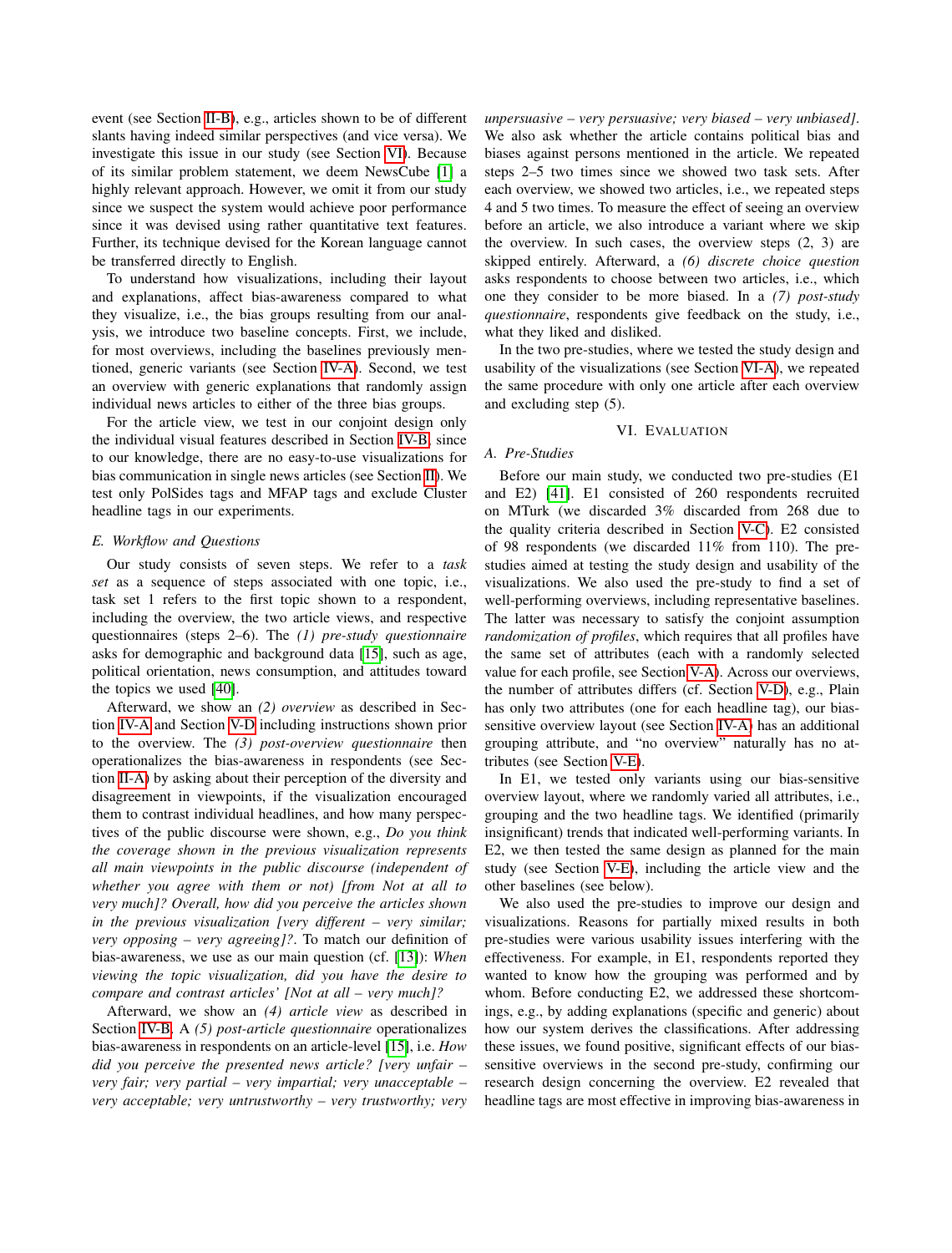event (see Section II-B), e.g., articles shown to be of different slants having indeed similar perspectives (and vice versa). We investigate this issue in our study (see Section VI). Because of its similar problem statement, we deem NewsCube [1] a highly relevant approach. However, we omit it from our study since we suspect the system would achieve poor performance since it was devised using rather quantitative text features. Further, its technique devised for the Korean language cannot be transferred directly to English.

To understand how visualizations, including their layout and explanations, affect bias-awareness compared to what they visualize, i.e., the bias groups resulting from our analysis, we introduce two baseline concepts. First, we include, for most overviews, including the baselines previously mentioned, generic variants (see Section IV-A). Second, we test an overview with generic explanations that randomly assign individual news articles to either of the three bias groups.

For the article view, we test in our conjoint design only the individual visual features described in Section IV-B, since to our knowledge, there are no easy-to-use visualizations for bias communication in single news articles (see Section II). We test only PolSides tags and MFAP tags and exclude Cluster headline tags in our experiments.

### E. Workflow and Questions

Our study consists of seven steps. We refer to a *task set* as a sequence of steps associated with one topic, i.e., task set 1 refers to the first topic shown to a respondent, including the overview, the two article views, and respective questionnaires (steps 2–6). The *(1) pre-study questionnaire* asks for demographic and background data [15], such as age, political orientation, news consumption, and attitudes toward the topics we used [40].

Afterward, we show an *(2) overview* as described in Section IV-A and Section V-D including instructions shown prior to the overview. The *(3) post-overview questionnaire* then operationalizes the bias-awareness in respondents (see Section II-A) by asking about their perception of the diversity and disagreement in viewpoints, if the visualization encouraged them to contrast individual headlines, and how many perspectives of the public discourse were shown, e.g., *Do you think the coverage shown in the previous visualization represents all main viewpoints in the public discourse (independent of whether you agree with them or not) [from Not at all to very much]? Overall, how did you perceive the articles shown in the previous visualization [very different – very similar; very opposing – very agreeing]?*. To match our definition of bias-awareness, we use as our main question (cf. [13]): *When viewing the topic visualization, did you have the desire to compare and contrast articles' [Not at all – very much]?*

Afterward, we show an *(4) article view* as described in Section IV-B. A *(5) post-article questionnaire* operationalizes bias-awareness in respondents on an article-level [15], i.e. *How did you perceive the presented news article? [very unfair – very fair; very partial – very impartial; very unacceptable – very acceptable; very untrustworthy – very trustworthy; very unpersuasive – very persuasive; very biased – very unbiased]*. We also ask whether the article contains political bias and biases against persons mentioned in the article. We repeated steps 2–5 two times since we showed two task sets. After each overview, we showed two articles, i.e., we repeated steps 4 and 5 two times. To measure the effect of seeing an overview before an article, we also introduce a variant where we skip the overview. In such cases, the overview steps (2, 3) are skipped entirely. Afterward, a *(6) discrete choice question* asks respondents to choose between two articles, i.e., which one they consider to be more biased. In a *(7) post-study questionnaire*, respondents give feedback on the study, i.e., what they liked and disliked.

In the two pre-studies, where we tested the study design and usability of the visualizations (see Section VI-A), we repeated the same procedure with only one article after each overview and excluding step (5).

## VI. Evaluation

### A. Pre-Studies

Before our main study, we conducted two pre-studies (E1 and E2) [41]. E1 consisted of 260 respondents recruited on MTurk (we discarded 3% discarded from 268 due to the quality criteria described in Section V-C). E2 consisted of 98 respondents (we discarded 11% from 110). The pre-studies aimed at testing the study design and usability of the visualizations. We also used the pre-study to find a set of well-performing overviews, including representative baselines. The latter was necessary to satisfy the conjoint assumption *randomization of profiles*, which requires that all profiles have the same set of attributes (each with a randomly selected value for each profile, see Section V-A). Across our overviews, the number of attributes differs (cf. Section V-D), e.g., Plain has only two attributes (one for each headline tag), our bias-sensitive overview layout (see Section IV-A) has an additional grouping attribute, and "no overview" naturally has no attributes (see Section V-E).

In E1, we tested only variants using our bias-sensitive overview layout, where we randomly varied all attributes, i.e., grouping and the two headline tags. We identified (primarily insignificant) trends that indicated well-performing variants. In E2, we then tested the same design as planned for the main study (see Section V-E), including the article view and the other baselines (see below).

We also used the pre-studies to improve our design and visualizations. Reasons for partially mixed results in both pre-studies were various usability issues interfering with the effectiveness. For example, in E1, respondents reported they wanted to know how the grouping was performed and by whom. Before conducting E2, we addressed these shortcomings, e.g., by adding explanations (specific and generic) about how our system derives the classifications. After addressing these issues, we found positive, significant effects of our bias-sensitive overviews in the second pre-study, confirming our research design concerning the overview. E2 revealed that headline tags are most effective in improving bias-awareness in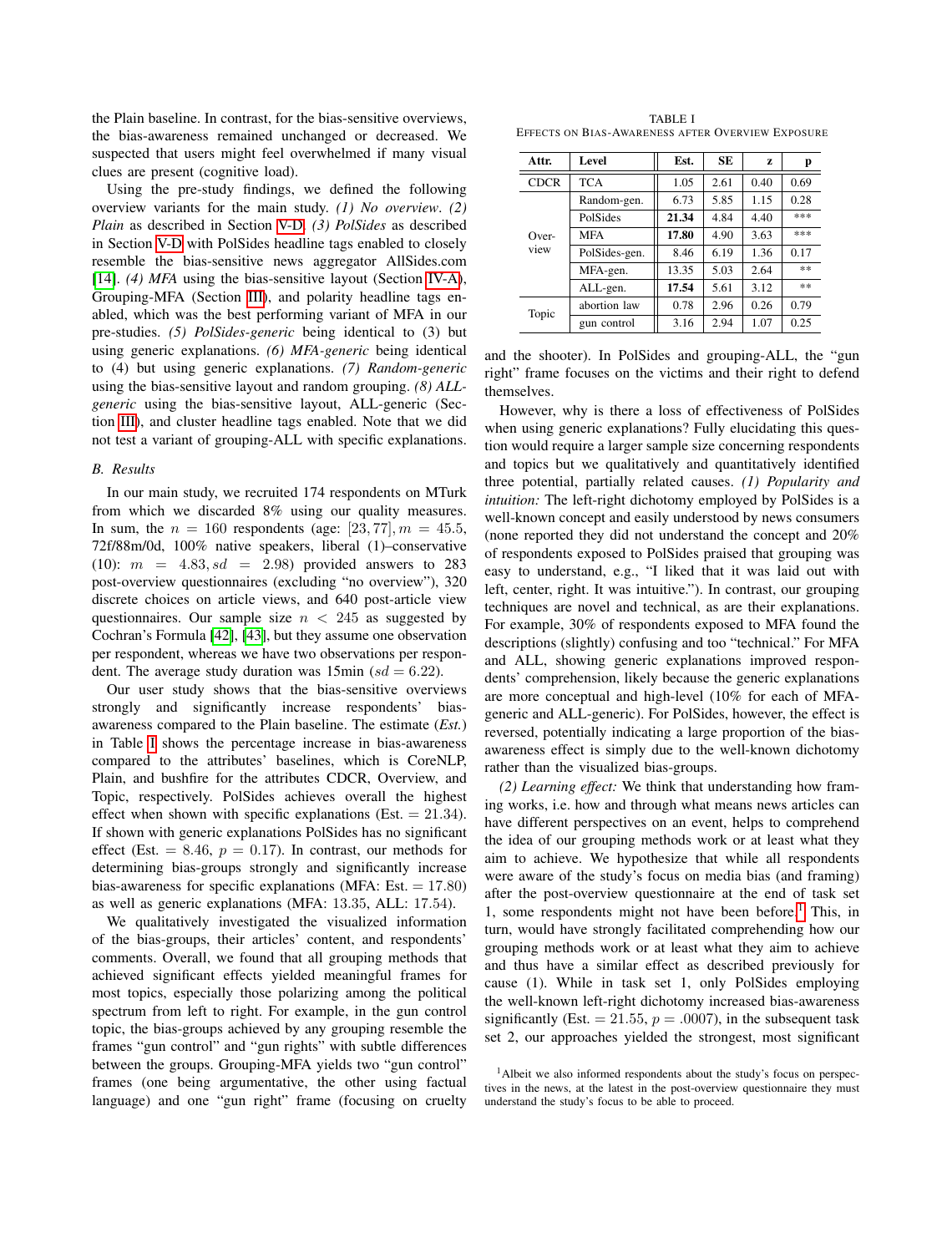the Plain baseline. In contrast, for the bias-sensitive overviews, the bias-awareness remained unchanged or decreased. We suspected that users might feel overwhelmed if many visual clues are present (cognitive load).

Using the pre-study findings, we defined the following overview variants for the main study. *(1) No overview*. *(2) Plain* as described in Section V-D. *(3) PolSides* as described in Section V-D with PolSides headline tags enabled to closely resemble the bias-sensitive news aggregator AllSides.com [14]. *(4) MFA* using the bias-sensitive layout (Section IV-A), Grouping-MFA (Section III), and polarity headline tags enabled, which was the best performing variant of MFA in our pre-studies. *(5) PolSides-generic* being identical to (3) but using generic explanations. *(6) MFA-generic* being identical to (4) but using generic explanations. *(7) Random-generic* using the bias-sensitive layout and random grouping. *(8) ALL-generic* using the bias-sensitive layout, ALL-generic (Section III), and cluster headline tags enabled. Note that we did not test a variant of grouping-ALL with specific explanations.

### B. Results

In our main study, we recruited 174 respondents on MTurk from which we discarded 8% using our quality measures. In sum, the $n = 160$ respondents (age: $[23, 77], m = 45.5$, 72f/88m/0d, 100% native speakers, liberal (1)–conservative (10): $m = 4.83, sd = 2.98$) provided answers to 283 post-overview questionnaires (excluding "no overview"), 320 discrete choices on article views, and 640 post-article view questionnaires. Our sample size $n < 245$ as suggested by Cochran's Formula [42], [43], but they assume one observation per respondent, whereas we have two observations per respondent. The average study duration was 15min ($sd = 6.22$).

Our user study shows that the bias-sensitive overviews strongly and significantly increase respondents' bias-awareness compared to the Plain baseline. The estimate (*Est.*) in Table I shows the percentage increase in bias-awareness compared to the attributes' baselines, which is CoreNLP, Plain, and bushfire for the attributes CDCR, Overview, and Topic, respectively. PolSides achieves overall the highest effect when shown with specific explanations (Est. = 21.34). If shown with generic explanations PolSides has no significant effect (Est. = 8.46, $p = 0.17$). In contrast, our methods for determining bias-groups strongly and significantly increase bias-awareness for specific explanations (MFA: Est. = 17.80) as well as generic explanations (MFA: 13.35, ALL: 17.54).

We qualitatively investigated the visualized information of the bias-groups, their articles' content, and respondents' comments. Overall, we found that all grouping methods that achieved significant effects yielded meaningful frames for most topics, especially those polarizing among the political spectrum from left to right. For example, in the gun control topic, the bias-groups achieved by any grouping resemble the frames "gun control" and "gun rights" with subtle differences between the groups. Grouping-MFA yields two "gun control" frames (one being argumentative, the other using factual language) and one "gun right" frame (focusing on cruelty and the shooter). In PolSides and grouping-ALL, the "gun right" frame focuses on the victims and their right to defend themselves.

TABLE I
EFFECTS ON BIAS-AWARENESS AFTER OVERVIEW EXPOSURE

| Attr. | Level | Est. | SE | z | p |
|---|---|---|---|---|---|
| CDCR | TCA | 1.05 | 2.61 | 0.40 | 0.69 |
| Overview | Random-gen. | 6.73 | 5.85 | 1.15 | 0.28 |
| | PolSides | **21.34** | 4.84 | 4.40 | *** |
| | MFA | **17.80** | 4.90 | 3.63 | *** |
| | PolSides-gen. | 8.46 | 6.19 | 1.36 | 0.17 |
| | MFA-gen. | 13.35 | 5.03 | 2.64 | ** |
| | ALL-gen. | **17.54** | 5.61 | 3.12 | ** |
| Topic | abortion law | 0.78 | 2.96 | 0.26 | 0.79 |
| | gun control | 3.16 | 2.94 | 1.07 | 0.25 |

However, why is there a loss of effectiveness of PolSides when using generic explanations? Fully elucidating this question would require a larger sample size concerning respondents and topics but we qualitatively and quantitatively identified three potential, partially related causes. *(1) Popularity and intuition:* The left-right dichotomy employed by PolSides is a well-known concept and easily understood by news consumers (none reported they did not understand the concept and 20% of respondents exposed to PolSides praised that grouping was easy to understand, e.g., "I liked that it was laid out with left, center, right. It was intuitive."). In contrast, our grouping techniques are novel and technical, as are their explanations. For example, 30% of respondents exposed to MFA found the descriptions (slightly) confusing and too "technical." For MFA and ALL, showing generic explanations improved respondents' comprehension, likely because the generic explanations are more conceptual and high-level (10% for each of MFA-generic and ALL-generic). For PolSides, however, the effect is reversed, potentially indicating a large proportion of the bias-awareness effect is simply due to the well-known dichotomy rather than the visualized bias-groups.

*(2) Learning effect:* We think that understanding how framing works, i.e. how and through what means news articles can have different perspectives on an event, helps to comprehend the idea of our grouping methods work or at least what they aim to achieve. We hypothesize that while all respondents were aware of the study's focus on media bias (and framing) after the post-overview questionnaire at the end of task set 1, some respondents might not have been before.[1] This, in turn, would have strongly facilitated comprehending how our grouping methods work or at least what they aim to achieve and thus have a similar effect as described previously for cause (1). While in task set 1, only PolSides employing the well-known left-right dichotomy increased bias-awareness significantly (Est. = 21.55, $p = .0007$), in the subsequent task set 2, our approaches yielded the strongest, most significant

[1] Albeit we also informed respondents about the study's focus on perspectives in the news, at the latest in the post-overview questionnaire they must understand the study's focus to be able to proceed.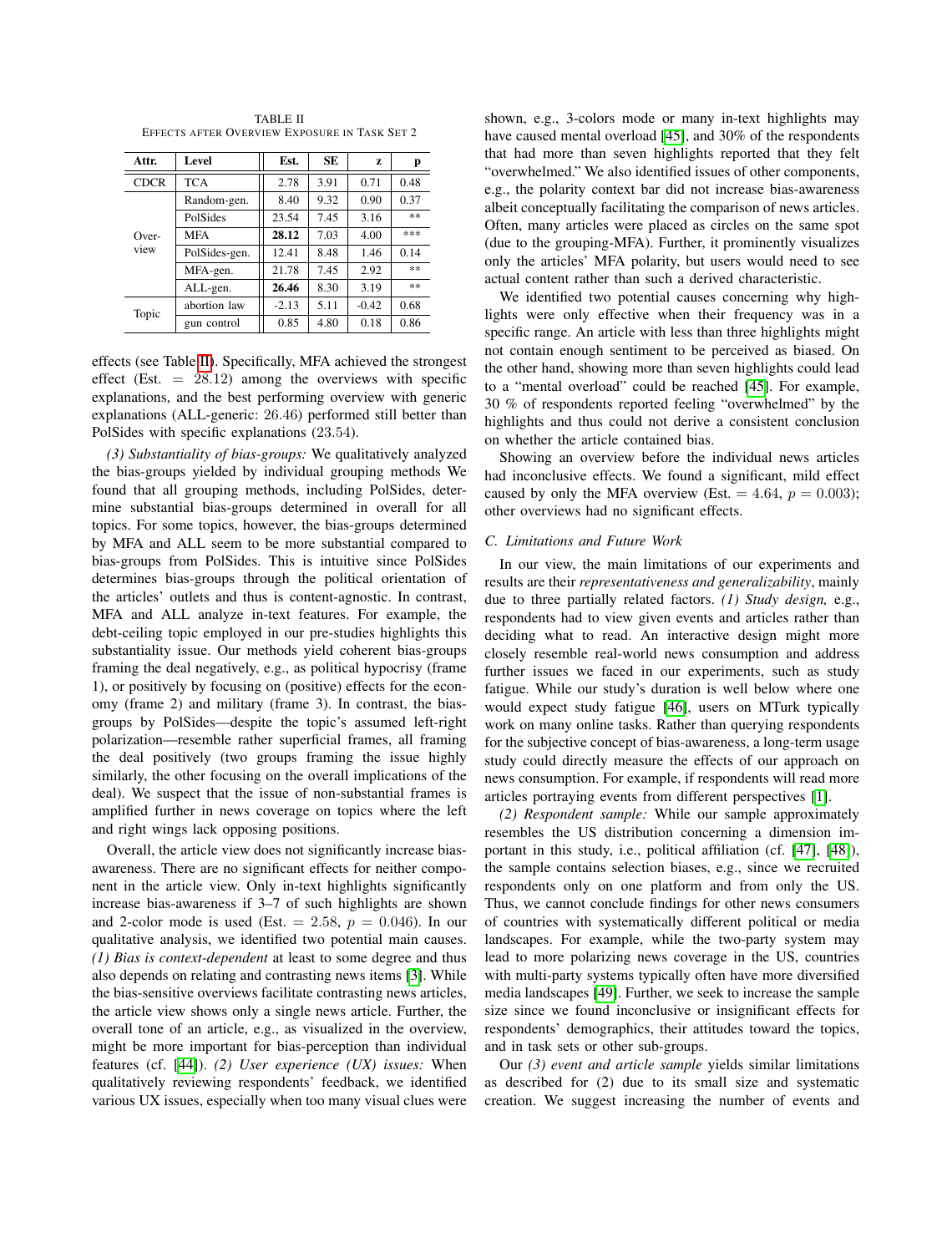TABLE II
EFFECTS AFTER OVERVIEW EXPOSURE IN TASK SET 2

| Attr. | Level | Est. | SE | z | p |
|---|---|---|---|---|---|
| CDCR | TCA | 2.78 | 3.91 | 0.71 | 0.48 |
| Overview | Random-gen. | 8.40 | 9.32 | 0.90 | 0.37 |
| | PolSides | 23.54 | 7.45 | 3.16 | ** |
| | MFA | **28.12** | 7.03 | 4.00 | *** |
| | PolSides-gen. | 12.41 | 8.48 | 1.46 | 0.14 |
| | MFA-gen. | 21.78 | 7.45 | 2.92 | ** |
| | ALL-gen. | **26.46** | 8.30 | 3.19 | ** |
| Topic | abortion law | -2.13 | 5.11 | -0.42 | 0.68 |
| | gun control | 0.85 | 4.80 | 0.18 | 0.86 |

effects (see Table II). Specifically, MFA achieved the strongest effect (Est. $= 28.12$) among the overviews with specific explanations, and the best performing overview with generic explanations (ALL-generic: $26.46$) performed still better than PolSides with specific explanations ($23.54$).

*(3) Substantiality of bias-groups:* We qualitatively analyzed the bias-groups yielded by individual grouping methods We found that all grouping methods, including PolSides, determine substantial bias-groups determined in overall for all topics. For some topics, however, the bias-groups determined by MFA and ALL seem to be more substantial compared to bias-groups from PolSides. This is intuitive since PolSides determines bias-groups through the political orientation of the articles' outlets and thus is content-agnostic. In contrast, MFA and ALL analyze in-text features. For example, the debt-ceiling topic employed in our pre-studies highlights this substantiality issue. Our methods yield coherent bias-groups framing the deal negatively, e.g., as political hypocrisy (frame 1), or positively by focusing on (positive) effects for the economy (frame 2) and military (frame 3). In contrast, the bias-groups by PolSides—despite the topic's assumed left-right polarization—resemble rather superficial frames, all framing the deal positively (two groups framing the issue highly similarly, the other focusing on the overall implications of the deal). We suspect that the issue of non-substantial frames is amplified further in news coverage on topics where the left and right wings lack opposing positions.

Overall, the article view does not significantly increase bias-awareness. There are no significant effects for neither component in the article view. Only in-text highlights significantly increase bias-awareness if 3–7 of such highlights are shown and 2-color mode is used (Est. $= 2.58$, $p = 0.046$). In our qualitative analysis, we identified two potential main causes. *(1) Bias is context-dependent* at least to some degree and thus also depends on relating and contrasting news items [3]. While the bias-sensitive overviews facilitate contrasting news articles, the article view shows only a single news article. Further, the overall tone of an article, e.g., as visualized in the overview, might be more important for bias-perception than individual features (cf. [44]). *(2) User experience (UX) issues:* When qualitatively reviewing respondents' feedback, we identified various UX issues, especially when too many visual clues were shown, e.g., 3-colors mode or many in-text highlights may have caused mental overload [45], and 30% of the respondents that had more than seven highlights reported that they felt "overwhelmed." We also identified issues of other components, e.g., the polarity context bar did not increase bias-awareness albeit conceptually facilitating the comparison of news articles. Often, many articles were placed as circles on the same spot (due to the grouping-MFA). Further, it prominently visualizes only the articles' MFA polarity, but users would need to see actual content rather than such a derived characteristic.

We identified two potential causes concerning why highlights were only effective when their frequency was in a specific range. An article with less than three highlights might not contain enough sentiment to be perceived as biased. On the other hand, showing more than seven highlights could lead to a "mental overload" could be reached [45]. For example, 30 % of respondents reported feeling "overwhelmed" by the highlights and thus could not derive a consistent conclusion on whether the article contained bias.

Showing an overview before the individual news articles had inconclusive effects. We found a significant, mild effect caused by only the MFA overview (Est. $= 4.64$, $p = 0.003$); other overviews had no significant effects.

### C. Limitations and Future Work

In our view, the main limitations of our experiments and results are their *representativeness and generalizability*, mainly due to three partially related factors. *(1) Study design,* e.g., respondents had to view given events and articles rather than deciding what to read. An interactive design might more closely resemble real-world news consumption and address further issues we faced in our experiments, such as study fatigue. While our study's duration is well below where one would expect study fatigue [46], users on MTurk typically work on many online tasks. Rather than querying respondents for the subjective concept of bias-awareness, a long-term usage study could directly measure the effects of our approach on news consumption. For example, if respondents will read more articles portraying events from different perspectives [1].

*(2) Respondent sample:* While our sample approximately resembles the US distribution concerning a dimension important in this study, i.e., political affiliation (cf. [47], [48]), the sample contains selection biases, e.g., since we recruited respondents only on one platform and from only the US. Thus, we cannot conclude findings for other news consumers of countries with systematically different political or media landscapes. For example, while the two-party system may lead to more polarizing news coverage in the US, countries with multi-party systems typically often have more diversified media landscapes [49]. Further, we seek to increase the sample size since we found inconclusive or insignificant effects for respondents' demographics, their attitudes toward the topics, and in task sets or other sub-groups.

Our *(3) event and article sample* yields similar limitations as described for (2) due to its small size and systematic creation. We suggest increasing the number of events and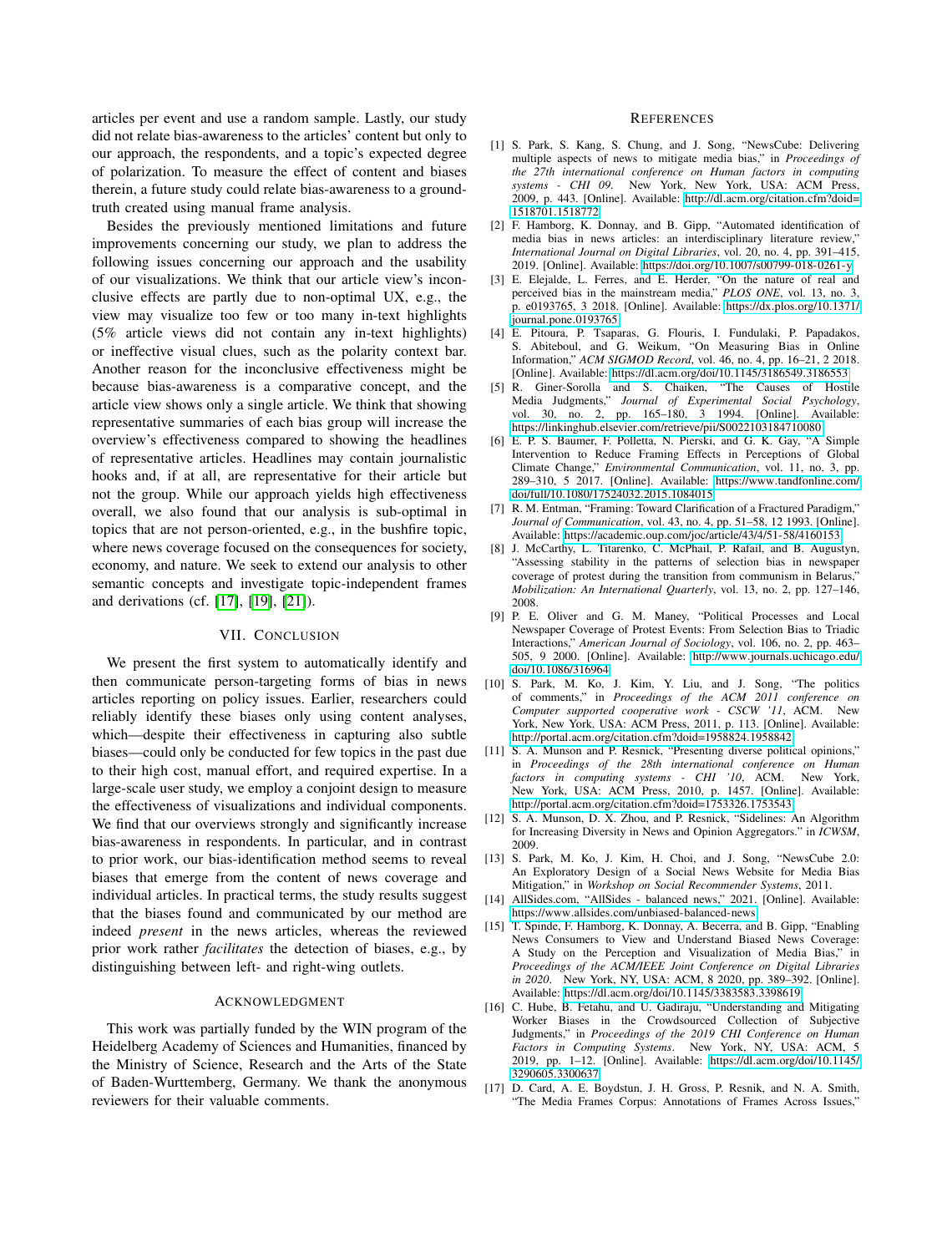articles per event and use a random sample. Lastly, our study did not relate bias-awareness to the articles' content but only to our approach, the respondents, and a topic's expected degree of polarization. To measure the effect of content and biases therein, a future study could relate bias-awareness to a ground-truth created using manual frame analysis.

Besides the previously mentioned limitations and future improvements concerning our study, we plan to address the following issues concerning our approach and the usability of our visualizations. We think that our article view's inconclusive effects are partly due to non-optimal UX, e.g., the view may visualize too few or too many in-text highlights (5% article views did not contain any in-text highlights) or ineffective visual clues, such as the polarity context bar. Another reason for the inconclusive effectiveness might be because bias-awareness is a comparative concept, and the article view shows only a single article. We think that showing representative summaries of each bias group will increase the overview's effectiveness compared to showing the headlines of representative articles. Headlines may contain journalistic hooks and, if at all, are representative for their article but not the group. While our approach yields high effectiveness overall, we also found that our analysis is sub-optimal in topics that are not person-oriented, e.g., in the bushfire topic, where news coverage focused on the consequences for society, economy, and nature. We seek to extend our analysis to other semantic concepts and investigate topic-independent frames and derivations (cf. [17], [19], [21]).

## VII. Conclusion

We present the first system to automatically identify and then communicate person-targeting forms of bias in news articles reporting on policy issues. Earlier, researchers could reliably identify these biases only using content analyses, which—despite their effectiveness in capturing also subtle biases—could only be conducted for few topics in the past due to their high cost, manual effort, and required expertise. In a large-scale user study, we employ a conjoint design to measure the effectiveness of visualizations and individual components. We find that our overviews strongly and significantly increase bias-awareness in respondents. In particular, and in contrast to prior work, our bias-identification method seems to reveal biases that emerge from the content of news coverage and individual articles. In practical terms, the study results suggest that the biases found and communicated by our method are indeed *present* in the news articles, whereas the reviewed prior work rather *facilitates* the detection of biases, e.g., by distinguishing between left- and right-wing outlets.

## Acknowledgment

This work was partially funded by the WIN program of the Heidelberg Academy of Sciences and Humanities, financed by the Ministry of Science, Research and the Arts of the State of Baden-Wurttemberg, Germany. We thank the anonymous reviewers for their valuable comments.

## References

[1] S. Park, S. Kang, S. Chung, and J. Song, "NewsCube: Delivering multiple aspects of news to mitigate media bias," in *Proceedings of the 27th international conference on Human factors in computing systems - CHI 09*. New York, New York, USA: ACM Press, 2009, p. 443. [Online]. Available: http://dl.acm.org/citation.cfm?doid=1518701.1518772

[2] F. Hamborg, K. Donnay, and B. Gipp, "Automated identification of media bias in news articles: an interdisciplinary literature review," *International Journal on Digital Libraries*, vol. 20, no. 4, pp. 391–415, 2019. [Online]. Available: https://doi.org/10.1007/s00799-018-0261-y

[3] E. Elejalde, L. Ferres, and E. Herder, "On the nature of real and perceived bias in the mainstream media," *PLOS ONE*, vol. 13, no. 3, p. e0193765, 3 2018. [Online]. Available: https://dx.plos.org/10.1371/journal.pone.0193765

[4] E. Pitoura, P. Tsaparas, G. Flouris, I. Fundulaki, P. Papadakos, S. Abiteboul, and G. Weikum, "On Measuring Bias in Online Information," *ACM SIGMOD Record*, vol. 46, no. 4, pp. 16–21, 2 2018. [Online]. Available: https://dl.acm.org/doi/10.1145/3186549.3186553

[5] R. Giner-Sorolla and S. Chaiken, "The Causes of Hostile Media Judgments," *Journal of Experimental Social Psychology*, vol. 30, no. 2, pp. 165–180, 3 1994. [Online]. Available: https://linkinghub.elsevier.com/retrieve/pii/S0022103184710080

[6] E. P. S. Baumer, F. Polletta, N. Pierski, and G. K. Gay, "A Simple Intervention to Reduce Framing Effects in Perceptions of Global Climate Change," *Environmental Communication*, vol. 11, no. 3, pp. 289–310, 5 2017. [Online]. Available: https://www.tandfonline.com/doi/full/10.1080/17524032.2015.1084015

[7] R. M. Entman, "Framing: Toward Clarification of a Fractured Paradigm," *Journal of Communication*, vol. 43, no. 4, pp. 51–58, 12 1993. [Online]. Available: https://academic.oup.com/joc/article/43/4/51-58/4160153

[8] J. McCarthy, L. Titarenko, C. McPhail, P. Rafail, and B. Augustyn, "Assessing stability in the patterns of selection bias in newspaper coverage of protest during the transition from communism in Belarus," *Mobilization: An International Quarterly*, vol. 13, no. 2, pp. 127–146, 2008.

[9] P. E. Oliver and G. M. Maney, "Political Processes and Local Newspaper Coverage of Protest Events: From Selection Bias to Triadic Interactions," *American Journal of Sociology*, vol. 106, no. 2, pp. 463–505, 9 2000. [Online]. Available: http://www.journals.uchicago.edu/doi/10.1086/316964

[10] S. Park, M. Ko, J. Kim, Y. Liu, and J. Song, "The politics of comments," in *Proceedings of the ACM 2011 conference on Computer supported cooperative work - CSCW '11*, ACM. New York, New York, USA: ACM Press, 2011, p. 113. [Online]. Available: http://portal.acm.org/citation.cfm?doid=1958824.1958842

[11] S. A. Munson and P. Resnick, "Presenting diverse political opinions," in *Proceedings of the 28th international conference on Human factors in computing systems - CHI '10*, ACM. New York, New York, USA: ACM Press, 2010, p. 1457. [Online]. Available: http://portal.acm.org/citation.cfm?doid=1753326.1753543

[12] S. A. Munson, D. X. Zhou, and P. Resnick, "Sidelines: An Algorithm for Increasing Diversity in News and Opinion Aggregators." in *ICWSM*, 2009.

[13] S. Park, M. Ko, J. Kim, H. Choi, and J. Song, "NewsCube 2.0: An Exploratory Design of a Social News Website for Media Bias Mitigation," in *Workshop on Social Recommender Systems*, 2011.

[14] AllSides.com, "AllSides - balanced news," 2021. [Online]. Available: https://www.allsides.com/unbiased-balanced-news

[15] T. Spinde, F. Hamborg, K. Donnay, A. Becerra, and B. Gipp, "Enabling News Consumers to View and Understand Biased News Coverage: A Study on the Perception and Visualization of Media Bias," in *Proceedings of the ACM/IEEE Joint Conference on Digital Libraries in 2020*. New York, NY, USA: ACM, 8 2020, pp. 389–392. [Online]. Available: https://dl.acm.org/doi/10.1145/3383583.3398619

[16] C. Hube, B. Fetahu, and U. Gadiraju, "Understanding and Mitigating Worker Biases in the Crowdsourced Collection of Subjective Judgments," in *Proceedings of the 2019 CHI Conference on Human Factors in Computing Systems*. New York, NY, USA: ACM, 5 2019, pp. 1–12. [Online]. Available: https://dl.acm.org/doi/10.1145/3290605.3300637

[17] D. Card, A. E. Boydstun, J. H. Gross, P. Resnik, and N. A. Smith, "The Media Frames Corpus: Annotations of Frames Across Issues,"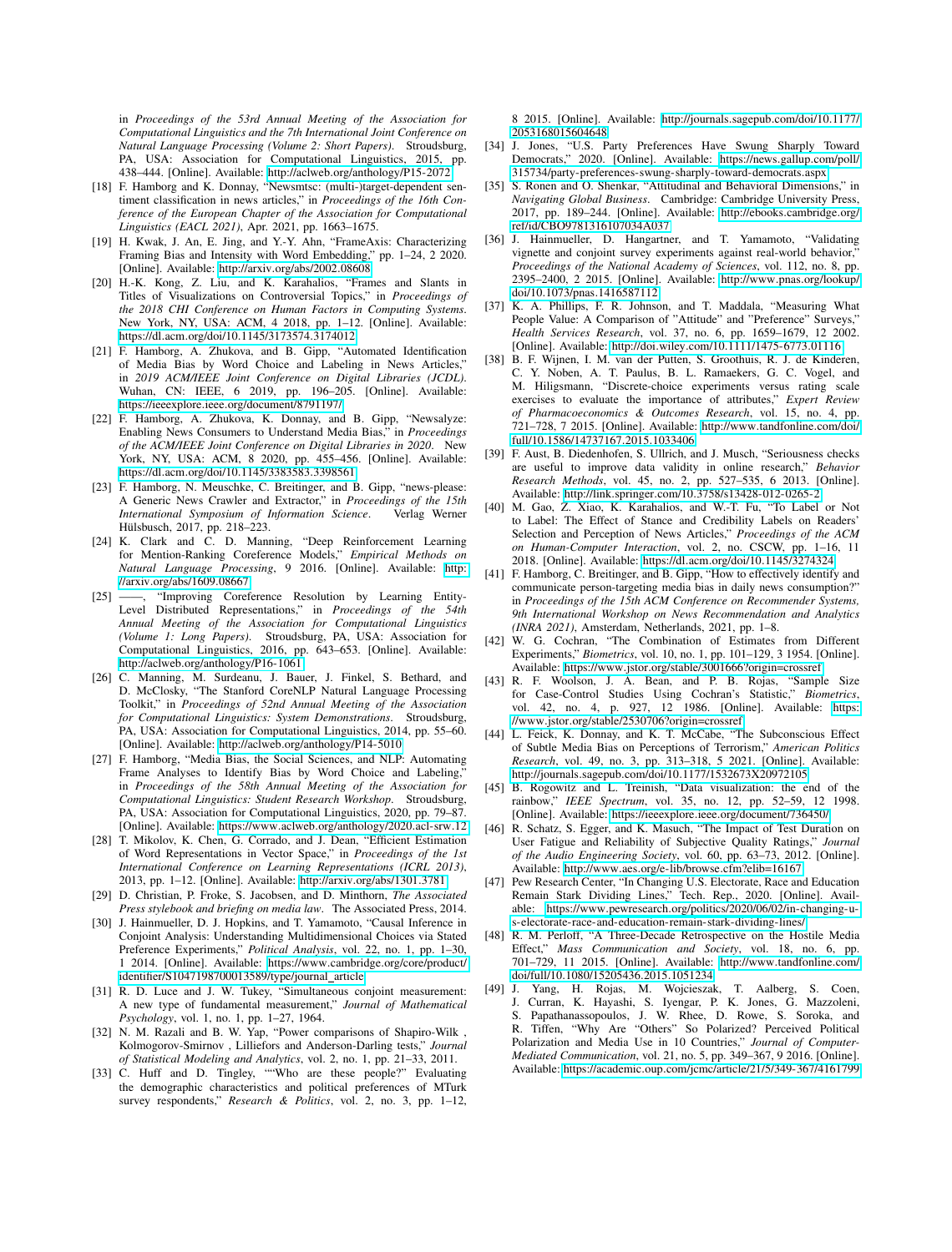in *Proceedings of the 53rd Annual Meeting of the Association for Computational Linguistics and the 7th International Joint Conference on Natural Language Processing (Volume 2: Short Papers)*. Stroudsburg, PA, USA: Association for Computational Linguistics, 2015, pp. 438–444. [Online]. Available: http://aclweb.org/anthology/P15-2072

[18] F. Hamborg and K. Donnay, "Newsmtsc: (multi-)target-dependent sentiment classification in news articles," in *Proceedings of the 16th Conference of the European Chapter of the Association for Computational Linguistics (EACL 2021)*, Apr. 2021, pp. 1663–1675.

[19] H. Kwak, J. An, E. Jing, and Y.-Y. Ahn, "FrameAxis: Characterizing Framing Bias and Intensity with Word Embedding," pp. 1–24, 2 2020. [Online]. Available: http://arxiv.org/abs/2002.08608

[20] H.-K. Kong, Z. Liu, and K. Karahalios, "Frames and Slants in Titles of Visualizations on Controversial Topics," in *Proceedings of the 2018 CHI Conference on Human Factors in Computing Systems*. New York, NY, USA: ACM, 4 2018, pp. 1–12. [Online]. Available: https://dl.acm.org/doi/10.1145/3173574.3174012

[21] F. Hamborg, A. Zhukova, and B. Gipp, "Automated Identification of Media Bias by Word Choice and Labeling in News Articles," in *2019 ACM/IEEE Joint Conference on Digital Libraries (JCDL)*. Wuhan, CN: IEEE, 6 2019, pp. 196–205. [Online]. Available: https://ieeexplore.ieee.org/document/8791197/

[22] F. Hamborg, A. Zhukova, K. Donnay, and B. Gipp, "Newsalyze: Enabling News Consumers to Understand Media Bias," in *Proceedings of the ACM/IEEE Joint Conference on Digital Libraries in 2020*. New York, NY, USA: ACM, 8 2020, pp. 455–456. [Online]. Available: https://dl.acm.org/doi/10.1145/3383583.3398561

[23] F. Hamborg, N. Meuschke, C. Breitinger, and B. Gipp, "news-please: A Generic News Crawler and Extractor," in *Proceedings of the 15th International Symposium of Information Science*. Verlag Werner Hülsbusch, 2017, pp. 218–223.

[24] K. Clark and C. D. Manning, "Deep Reinforcement Learning for Mention-Ranking Coreference Models," *Empirical Methods on Natural Language Processing*, 9 2016. [Online]. Available: http://arxiv.org/abs/1609.08667

[25] ——, "Improving Coreference Resolution by Learning Entity-Level Distributed Representations," in *Proceedings of the 54th Annual Meeting of the Association for Computational Linguistics (Volume 1: Long Papers)*. Stroudsburg, PA, USA: Association for Computational Linguistics, 2016, pp. 643–653. [Online]. Available: http://aclweb.org/anthology/P16-1061

[26] C. Manning, M. Surdeanu, J. Bauer, J. Finkel, S. Bethard, and D. McClosky, "The Stanford CoreNLP Natural Language Processing Toolkit," in *Proceedings of 52nd Annual Meeting of the Association for Computational Linguistics: System Demonstrations*. Stroudsburg, PA, USA: Association for Computational Linguistics, 2014, pp. 55–60. [Online]. Available: http://aclweb.org/anthology/P14-5010

[27] F. Hamborg, "Media Bias, the Social Sciences, and NLP: Automating Frame Analyses to Identify Bias by Word Choice and Labeling," in *Proceedings of the 58th Annual Meeting of the Association for Computational Linguistics: Student Research Workshop*. Stroudsburg, PA, USA: Association for Computational Linguistics, 2020, pp. 79–87. [Online]. Available: https://www.aclweb.org/anthology/2020.acl-srw.12

[28] T. Mikolov, K. Chen, G. Corrado, and J. Dean, "Efficient Estimation of Word Representations in Vector Space," in *Proceedings of the 1st International Conference on Learning Representations (ICRL 2013)*, 2013, pp. 1–12. [Online]. Available: http://arxiv.org/abs/1301.3781

[29] D. Christian, P. Froke, S. Jacobsen, and D. Minthorn, *The Associated Press stylebook and briefing on media law*. The Associated Press, 2014.

[30] J. Hainmueller, D. J. Hopkins, and T. Yamamoto, "Causal Inference in Conjoint Analysis: Understanding Multidimensional Choices via Stated Preference Experiments," *Political Analysis*, vol. 22, no. 1, pp. 1–30, 1 2014. [Online]. Available: https://www.cambridge.org/core/product/identifier/S1047198700013589/type/journal_article

[31] R. D. Luce and J. W. Tukey, "Simultaneous conjoint measurement: A new type of fundamental measurement," *Journal of Mathematical Psychology*, vol. 1, no. 1, pp. 1–27, 1964.

[32] N. M. Razali and B. W. Yap, "Power comparisons of Shapiro-Wilk , Kolmogorov-Smirnov , Lilliefors and Anderson-Darling tests," *Journal of Statistical Modeling and Analytics*, vol. 2, no. 1, pp. 21–33, 2011.

[33] C. Huff and D. Tingley, ""Who are these people?" Evaluating the demographic characteristics and political preferences of MTurk survey respondents," *Research & Politics*, vol. 2, no. 3, pp. 1–12, 8 2015. [Online]. Available: http://journals.sagepub.com/doi/10.1177/2053168015604648

[34] J. Jones, "U.S. Party Preferences Have Swung Sharply Toward Democrats," 2020. [Online]. Available: https://news.gallup.com/poll/315734/party-preferences-swung-sharply-toward-democrats.aspx

[35] S. Ronen and O. Shenkar, "Attitudinal and Behavioral Dimensions," in *Navigating Global Business*. Cambridge: Cambridge University Press, 2017, pp. 189–244. [Online]. Available: http://ebooks.cambridge.org/ref/id/CBO9781316107034A037

[36] J. Hainmueller, D. Hangartner, and T. Yamamoto, "Validating vignette and conjoint survey experiments against real-world behavior," *Proceedings of the National Academy of Sciences*, vol. 112, no. 8, pp. 2395–2400, 2 2015. [Online]. Available: http://www.pnas.org/lookup/doi/10.1073/pnas.1416587112

[37] K. A. Phillips, F. R. Johnson, and T. Maddala, "Measuring What People Value: A Comparison of "Attitude" and "Preference" Surveys," *Health Services Research*, vol. 37, no. 6, pp. 1659–1679, 12 2002. [Online]. Available: http://doi.wiley.com/10.1111/1475-6773.01116

[38] B. F. Wijnen, I. M. van der Putten, S. Groothuis, R. J. de Kinderen, C. Y. Noben, A. T. Paulus, B. L. Ramaekers, G. C. Vogel, and M. Hiligsmann, "Discrete-choice experiments versus rating scale exercises to evaluate the importance of attributes," *Expert Review of Pharmacoeconomics & Outcomes Research*, vol. 15, no. 4, pp. 721–728, 7 2015. [Online]. Available: http://www.tandfonline.com/doi/full/10.1586/14737167.2015.1033406

[39] F. Aust, B. Diedenhofen, S. Ullrich, and J. Musch, "Seriousness checks are useful to improve data validity in online research," *Behavior Research Methods*, vol. 45, no. 2, pp. 527–535, 6 2013. [Online]. Available: http://link.springer.com/10.3758/s13428-012-0265-2

[40] M. Gao, Z. Xiao, K. Karahalios, and W.-T. Fu, "To Label or Not to Label: The Effect of Stance and Credibility Labels on Readers' Selection and Perception of News Articles," *Proceedings of the ACM on Human-Computer Interaction*, vol. 2, no. CSCW, pp. 1–16, 11 2018. [Online]. Available: https://dl.acm.org/doi/10.1145/3274324

[41] F. Hamborg, C. Breitinger, and B. Gipp, "How to effectively identify and communicate person-targeting media bias in daily news consumption?" in *Proceedings of the 15th ACM Conference on Recommender Systems, 9th International Workshop on News Recommendation and Analytics (INRA 2021)*, Amsterdam, Netherlands, 2021, pp. 1–8.

[42] W. G. Cochran, "The Combination of Estimates from Different Experiments," *Biometrics*, vol. 10, no. 1, pp. 101–129, 3 1954. [Online]. Available: https://www.jstor.org/stable/3001666?origin=crossref

[43] R. F. Woolson, J. A. Bean, and P. B. Rojas, "Sample Size for Case-Control Studies Using Cochran's Statistic," *Biometrics*, vol. 42, no. 4, p. 927, 12 1986. [Online]. Available: https://www.jstor.org/stable/2530706?origin=crossref

[44] L. Feick, K. Donnay, and K. T. McCabe, "The Subconscious Effect of Subtle Media Bias on Perceptions of Terrorism," *American Politics Research*, vol. 49, no. 3, pp. 313–318, 5 2021. [Online]. Available: http://journals.sagepub.com/doi/10.1177/1532673X20972105

[45] B. Rogowitz and L. Treinish, "Data visualization: the end of the rainbow," *IEEE Spectrum*, vol. 35, no. 12, pp. 52–59, 12 1998. [Online]. Available: https://ieeexplore.ieee.org/document/736450/

[46] R. Schatz, S. Egger, and K. Masuch, "The Impact of Test Duration on User Fatigue and Reliability of Subjective Quality Ratings," *Journal of the Audio Engineering Society*, vol. 60, pp. 63–73, 2012. [Online]. Available: http://www.aes.org/e-lib/browse.cfm?elib=16167

[47] Pew Research Center, "In Changing U.S. Electorate, Race and Education Remain Stark Dividing Lines," Tech. Rep., 2020. [Online]. Available: https://www.pewresearch.org/politics/2020/06/02/in-changing-u-s-electorate-race-and-education-remain-stark-dividing-lines/

[48] R. M. Perloff, "A Three-Decade Retrospective on the Hostile Media Effect," *Mass Communication and Society*, vol. 18, no. 6, pp. 701–729, 11 2015. [Online]. Available: http://www.tandfonline.com/doi/full/10.1080/15205436.2015.1051234

[49] J. Yang, H. Rojas, M. Wojcieszak, T. Aalberg, S. Coen, J. Curran, K. Hayashi, S. Iyengar, P. K. Jones, G. Mazzoleni, S. Papathanassopoulos, J. W. Rhee, D. Rowe, S. Soroka, and R. Tiffen, "Why Are "Others" So Polarized? Perceived Political Polarization and Media Use in 10 Countries," *Journal of Computer-Mediated Communication*, vol. 21, no. 5, pp. 349–367, 9 2016. [Online]. Available: https://academic.oup.com/jcmc/article/21/5/349-367/4161799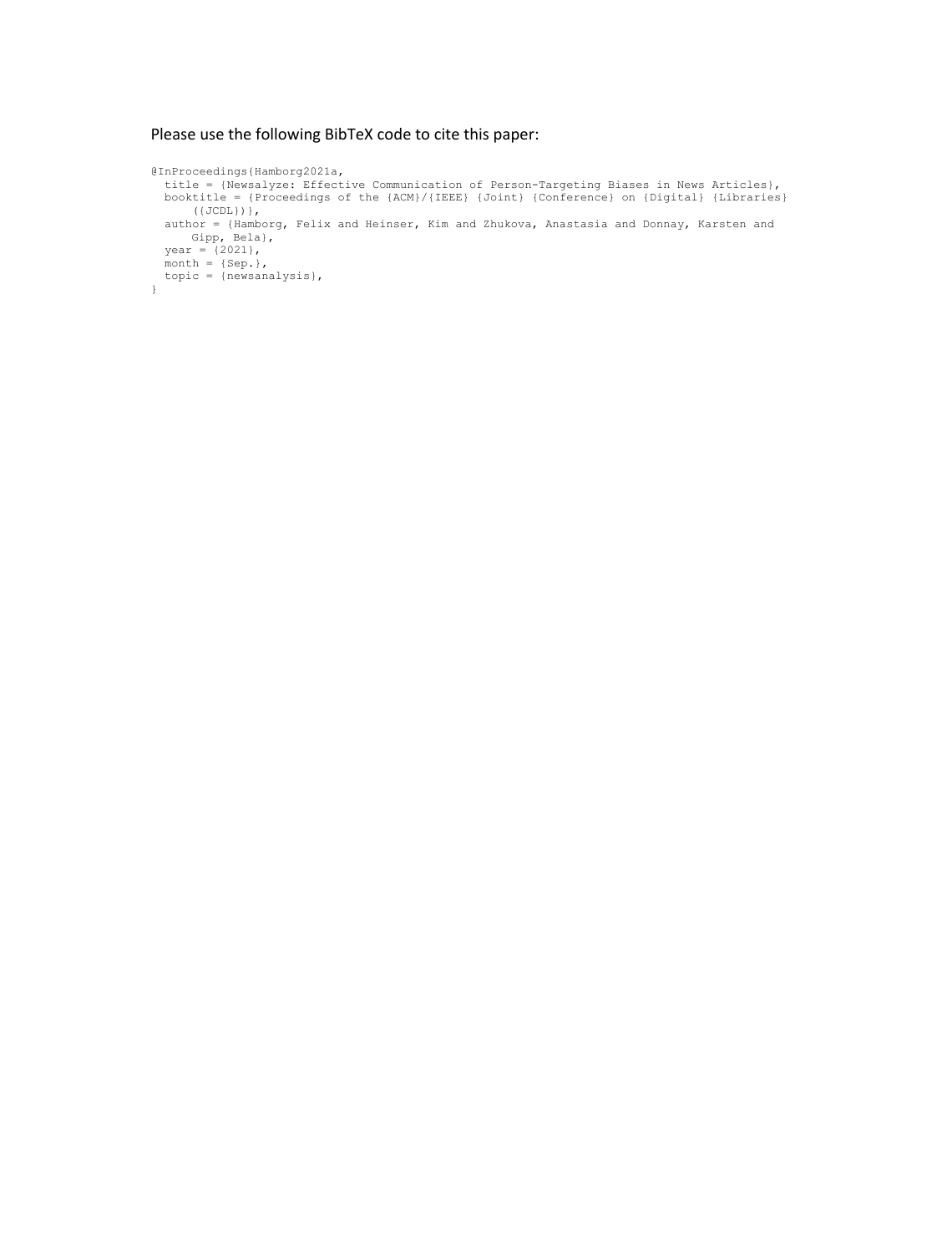Please use the following BibTeX code to cite this paper:

```
@InProceedings{Hamborg2021a,
  title = {Newsalyze: Effective Communication of Person-Targeting Biases in News Articles},
  booktitle = {Proceedings of the {ACM}/{IEEE} {Joint} {Conference} on {Digital} {Libraries}
      ({JCDL})},
  author = {Hamborg, Felix and Heinser, Kim and Zhukova, Anastasia and Donnay, Karsten and
      Gipp, Bela},
  year = {2021},
  month = {Sep.},
  topic = {newsanalysis},
}
```